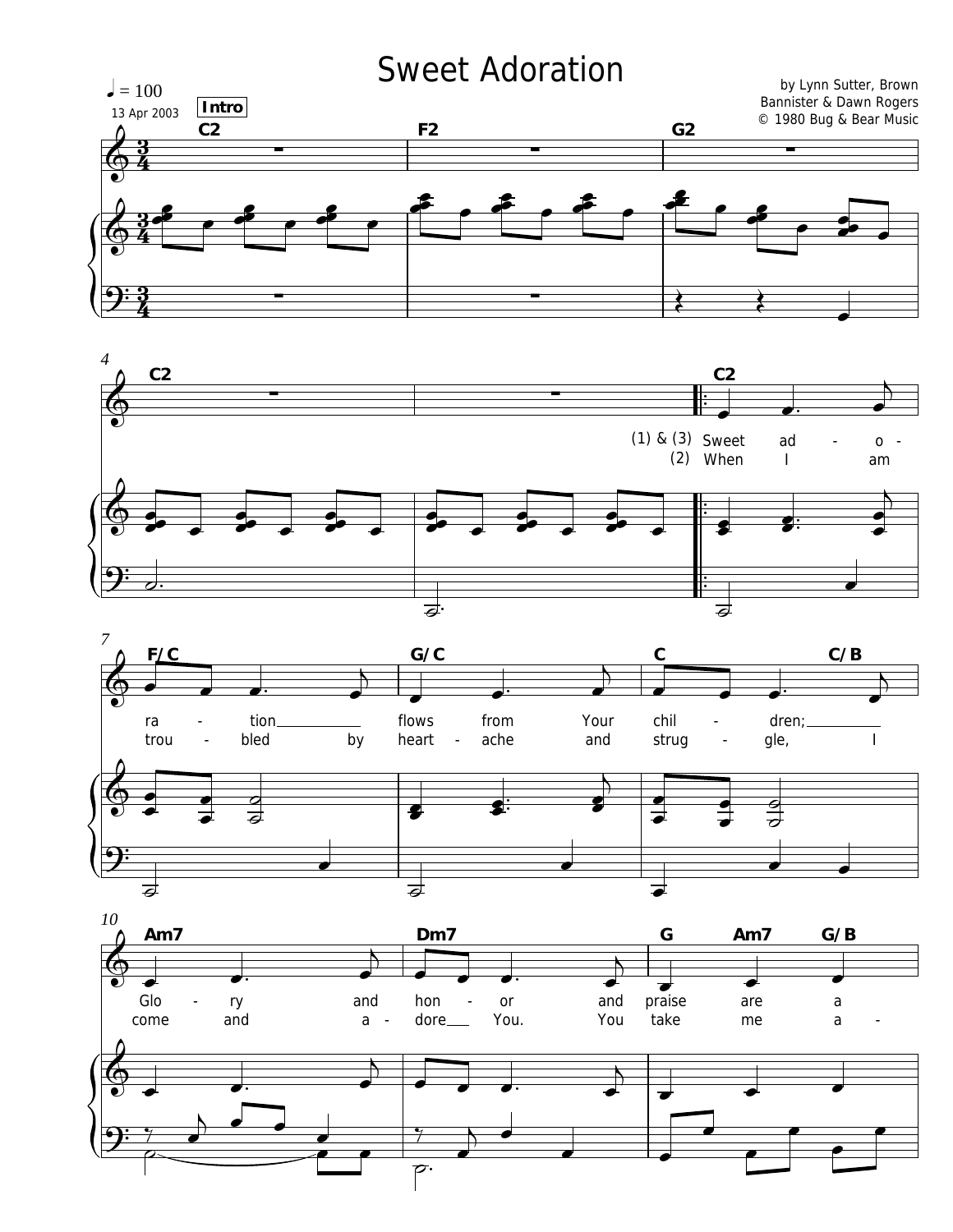# Sweet Adoration

♩ = 100

13 Apr 2003

by Lynn Sutter, Brown Bannister & Dawn Rogers
© 1980 Bug & Bear Music

**Intro**

C2 | F2 | G2 | C2 |

C2 | F/C | G/C | C C/B | Am7 | Dm7 | G Am7 G/B

(1) & (3) Sweet ad - o - ra - tion flows from Your chil - dren; Glo - ry and hon - or and praise are a

(2) When I am trou - bled by heart - ache and strug - gle, I come and a - dore You. You take me a -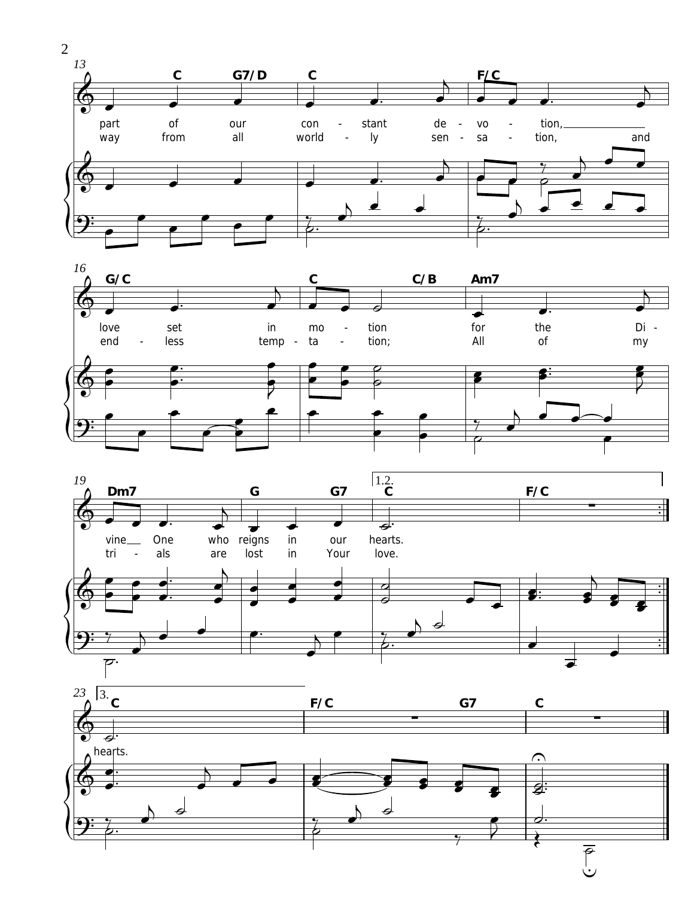13

C G7/D C F/C G/C C C/B Am7 Dm7 G G7

part of our con - stant de - vo - tion, love set in mo - tion for the Di - vine One who reigns in our hearts.

way from all world - ly sen - sa - tion, and end - less temp - ta - tion; All of my tri - als are lost in Your love.

1.2. C F/C

3. C F/C G7 C

hearts.